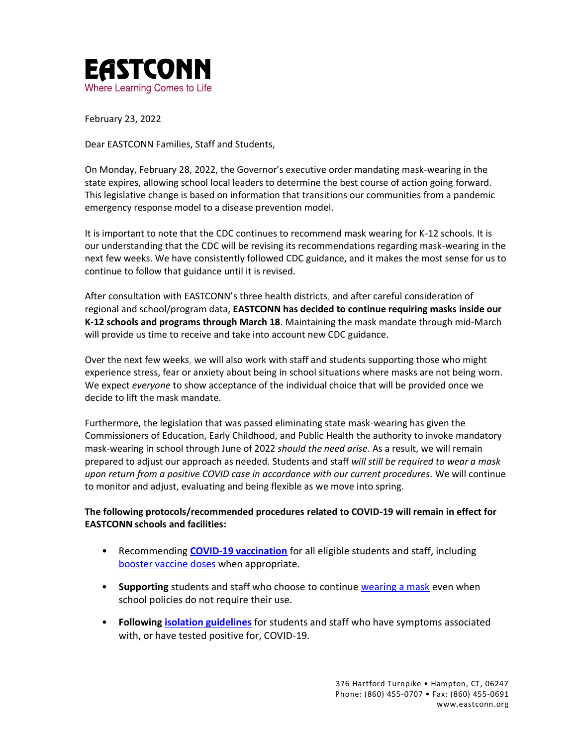# EASTCONN

Where Learning Comes to Life

February 23, 2022

Dear EASTCONN Families, Staff and Students,

On Monday, February 28, 2022, the Governor's executive order mandating mask-wearing in the state expires, allowing school local leaders to determine the best course of action going forward. This legislative change is based on information that transitions our communities from a pandemic emergency response model to a disease prevention model.

It is important to note that the CDC continues to recommend mask wearing for K-12 schools. It is our understanding that the CDC will be revising its recommendations regarding mask-wearing in the next few weeks. We have consistently followed CDC guidance, and it makes the most sense for us to continue to follow that guidance until it is revised.

After consultation with EASTCONN's three health districts, and after careful consideration of regional and school/program data, **EASTCONN has decided to continue requiring masks inside our K-12 schools and programs through March 18**. Maintaining the mask mandate through mid-March will provide us time to receive and take into account new CDC guidance.

Over the next few weeks, we will also work with staff and students supporting those who might experience stress, fear or anxiety about being in school situations where masks are not being worn. We expect *everyone* to show acceptance of the individual choice that will be provided once we decide to lift the mask mandate.

Furthermore, the legislation that was passed eliminating state mask-wearing has given the Commissioners of Education, Early Childhood, and Public Health the authority to invoke mandatory mask-wearing in school through June of 2022 *should the need arise*. As a result, we will remain prepared to adjust our approach as needed. Students and staff *will still be required to wear a mask upon return from a positive COVID case in accordance with our current procedures*. We will continue to monitor and adjust, evaluating and being flexible as we move into spring.

**The following protocols/recommended procedures related to COVID-19 will remain in effect for EASTCONN schools and facilities:**

- Recommending **COVID-19 vaccination** for all eligible students and staff, including booster vaccine doses when appropriate.
- **Supporting** students and staff who choose to continue wearing a mask even when school policies do not require their use.
- **Following isolation guidelines** for students and staff who have symptoms associated with, or have tested positive for, COVID-19.

376 Hartford Turnpike • Hampton, CT, 06247
Phone: (860) 455-0707 • Fax: (860) 455-0691
www.eastconn.org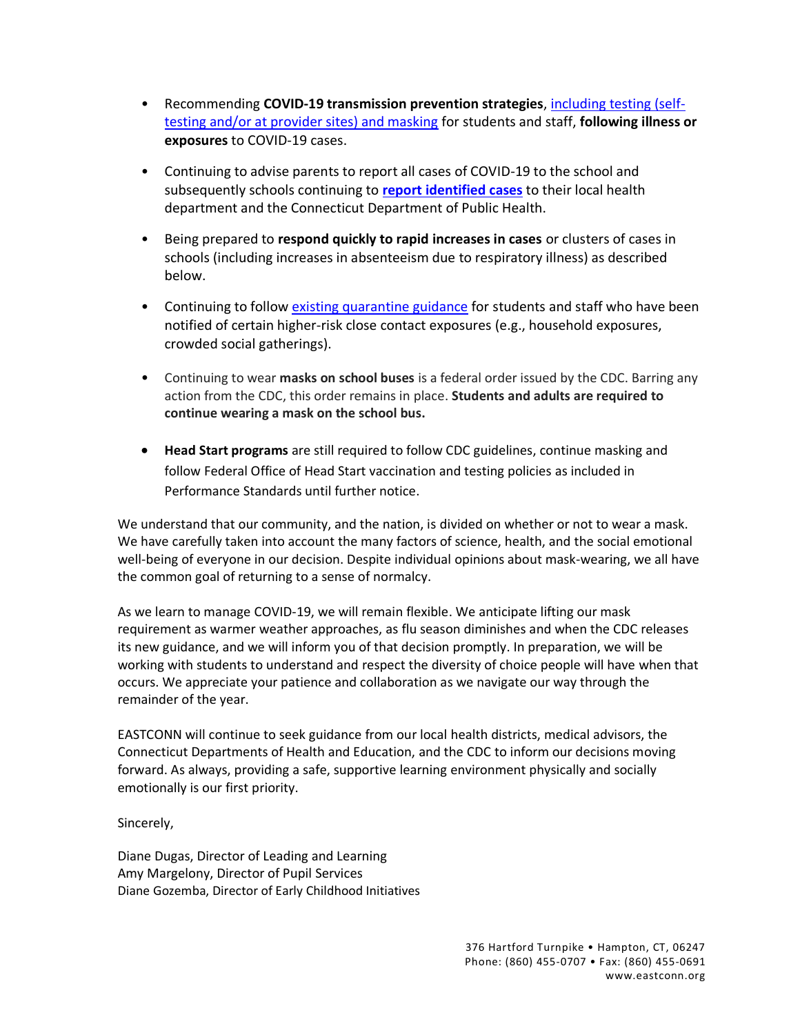- Recommending **COVID-19 transmission prevention strategies**, including testing (self-testing and/or at provider sites) and masking for students and staff, **following illness or exposures** to COVID-19 cases.

- Continuing to advise parents to report all cases of COVID-19 to the school and subsequently schools continuing to **report identified cases** to their local health department and the Connecticut Department of Public Health.

- Being prepared to **respond quickly to rapid increases in cases** or clusters of cases in schools (including increases in absenteeism due to respiratory illness) as described below.

- Continuing to follow existing quarantine guidance for students and staff who have been notified of certain higher-risk close contact exposures (e.g., household exposures, crowded social gatherings).

- Continuing to wear **masks on school buses** is a federal order issued by the CDC. Barring any action from the CDC, this order remains in place. **Students and adults are required to continue wearing a mask on the school bus.**

- **Head Start programs** are still required to follow CDC guidelines, continue masking and follow Federal Office of Head Start vaccination and testing policies as included in Performance Standards until further notice.

We understand that our community, and the nation, is divided on whether or not to wear a mask. We have carefully taken into account the many factors of science, health, and the social emotional well-being of everyone in our decision. Despite individual opinions about mask-wearing, we all have the common goal of returning to a sense of normalcy.

As we learn to manage COVID-19, we will remain flexible. We anticipate lifting our mask requirement as warmer weather approaches, as flu season diminishes and when the CDC releases its new guidance, and we will inform you of that decision promptly. In preparation, we will be working with students to understand and respect the diversity of choice people will have when that occurs. We appreciate your patience and collaboration as we navigate our way through the remainder of the year.

EASTCONN will continue to seek guidance from our local health districts, medical advisors, the Connecticut Departments of Health and Education, and the CDC to inform our decisions moving forward. As always, providing a safe, supportive learning environment physically and socially emotionally is our first priority.

Sincerely,

Diane Dugas, Director of Leading and Learning
Amy Margelony, Director of Pupil Services
Diane Gozemba, Director of Early Childhood Initiatives

376 Hartford Turnpike • Hampton, CT, 06247
Phone: (860) 455-0707 • Fax: (860) 455-0691
www.eastconn.org